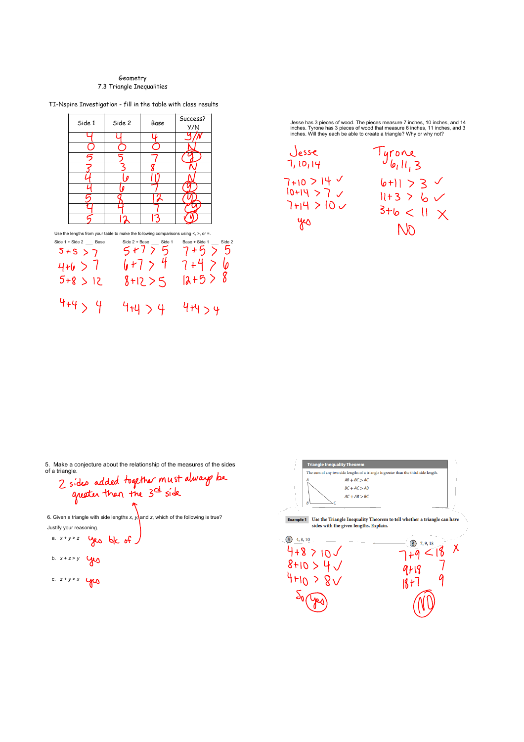Geometry

7.3 Triangle Inequalities

TI-Nspire Investigation - fill in the table with class results

| Side 1 | Side 2 | Base | Success? Y/N |
|---|---|---|---|
| 4 | 4 | 4 | Y/N |
| 0 | 0 | 0 | N |
| 5 | 5 | 7 | Y |
| 3 | 3 | 8 | N |
| 4 | 6 | 10 | N |
| 4 | 6 | 7 | Y |
| 5 | 8 | 12 | Y |
| 4 | 4 | 7 | Y |
| 5 | 12 | 13 | Y |

Use the lengths from your table to make the following comparisons using <, >, or =.

| Side 1 + Side 2 ___ Base | Side 2 + Base ___ Side 1 | Base + Side 1 ___ Side 2 |
|---|---|---|
| 5+5 > 7 | 5+7 > 5 | 7+5 > 5 |
| 4+6 > 7 | 6+7 > 4 | 7+4 > 6 |
| 5+8 > 12 | 8+12 > 5 | 12+5 > 8 |
| 4+4 > 4 | 4+4 > 4 | 4+4 > 4 |

Jesse has 3 pieces of wood. The pieces measure 7 inches, 10 inches, and 14 inches. Tyrone has 3 pieces of wood that measure 6 inches, 11 inches, and 3 inches. Will they each be able to create a triangle? Why or why not?

Jesse
7, 10, 14

7+10 > 14 ✓
10+14 > 7 ✓
7+14 > 10 ✓
yes

Tyrone
6, 11, 3

6+11 > 3 ✓
11+3 > 6 ✓
3+6 < 11 ✗
No

5. Make a conjecture about the relationship of the measures of the sides of a triangle.

2 sides added together must always be greater than the 3rd side

6. Given a triangle with side lengths $x$, $y$, and $z$, which of the following is true?

Justify your reasoning.

a. $x + y > z$ yes b/c of

b. $x + z > y$ yes

c. $z + y > x$ yes

**Triangle Inequality Theorem**

The sum of any two side lengths of a triangle is greater than the third side length.

$AB + BC > AC$

$BC + AC > AB$

$AC + AB > BC$

**Example 1** Use the Triangle Inequality Theorem to tell whether a triangle can have sides with the given lengths. Explain.

(A) 4, 8, 10

4+8 > 10 ✓
8+10 > 4 ✓
4+10 > 8 ✓
So Yes

(B) 7, 9, 18

7+9 < 18 ✗
9+18 7
18+7 9
NO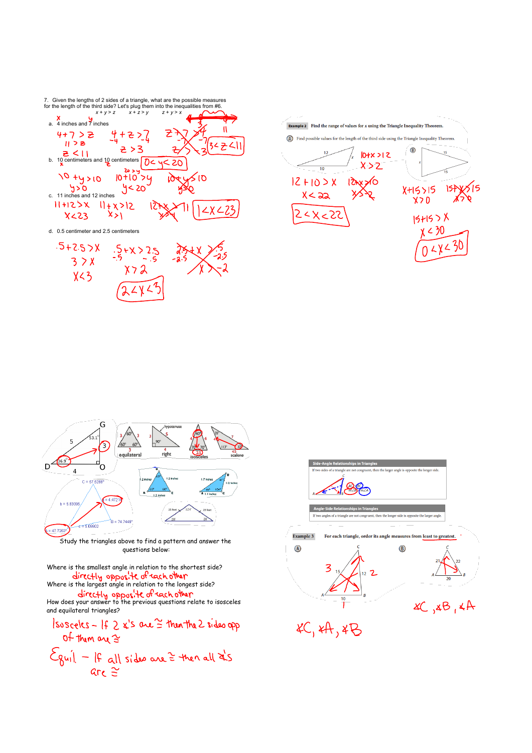7. Given the lengths of 2 sides of a triangle, what are the possible measures for the length of the third side? Let's plug them into the inequalities from #6.

$x + y > z$ $\quad x + z > y$ $\quad z + y > x$

a. 4 inches and 7 inches

$4 + 7 > z$, $11 > z$, $z < 11$

$4 + z > 7$, $z > 3$

$3 < z < 11$

b. 10 centimeters and 10 centimeters

$10 + y > 10$, $y > 0$

$10 + 10 > y$, $y < 20$

$0 < y < 20$

c. 11 inches and 12 inches

$11 + 12 > x$, $x < 23$

$11 + x > 12$, $x > 1$

$1 < x < 23$

d. 0.5 centimeter and 2.5 centimeters

$.5 + 2.5 > x$, $3 > x$, $x < 3$

$.5 + x > 2.5$, $x > 2$

$2 < x < 3$

**Example 2** Find the range of values for x using the Triangle Inequality Theorem.

(A) Find possible values for the length of the third side using the Triangle Inequality Theorem.

$10 + x > 12$, $x > 2$

$12 + 10 > x$, $x < 22$

$2 < x < 22$

(B)

$x + 15 > 15$, $x > 0$

$15 + 15 > x$, $x < 30$

$0 < x < 30$

Study the triangles above to find a pattern and answer the questions below:

Where is the smallest angle in relation to the shortest side?

directly opposite of each other

Where is the largest angle in relation to the longest side?

directly opposite of each other

How does your answer to the previous questions relate to isosceles and equilateral triangles?

Isosceles – If 2 ∠'s are ≅ then the 2 sides opp of them are ≅

Equil. – If all sides are ≅ then all ∠'s are ≅

**Side-Angle Relationships in Triangles**

If two sides of a triangle are not congruent, then the larger angle is opposite the longer side.

**Angle-Side Relationships in Triangles**

If two angles of a triangle are not congruent, then the longer side is opposite the larger angle.

**Example 3** For each triangle, order its angle measures from least to greatest.

(A) ∠C, ∠A, ∠B

(B) ∠C, ∠B, ∠A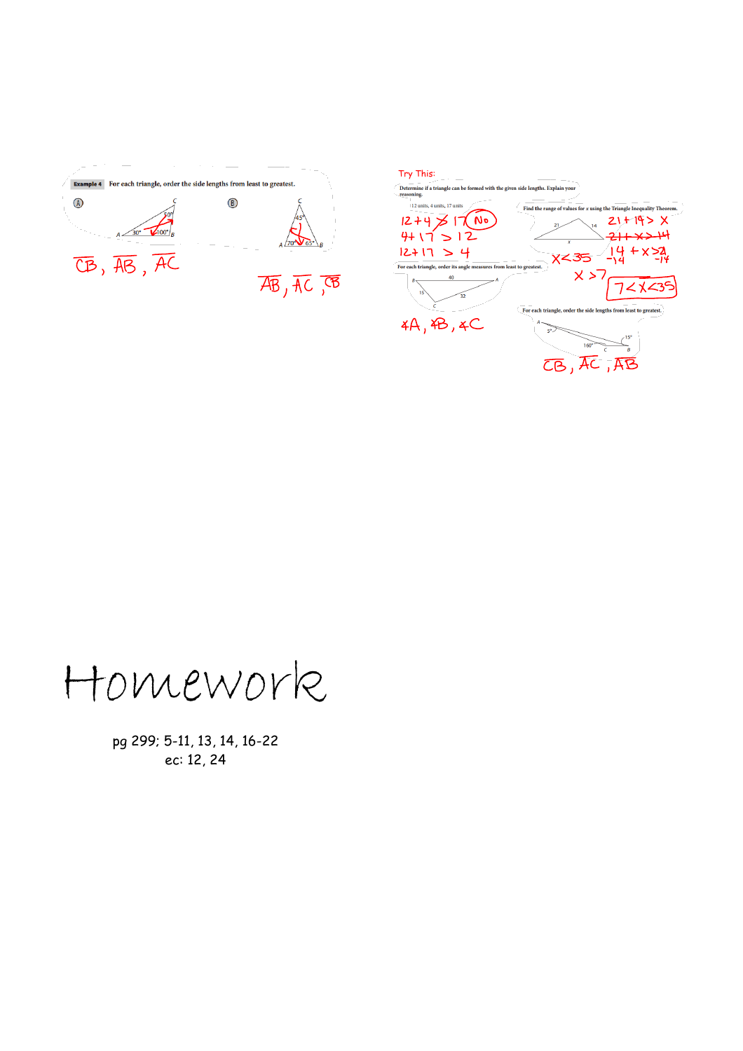**Example 4** For each triangle, order the side lengths from least to greatest.

Ⓐ

A 30° 100° B, 50° C

$\overline{CB}$, $\overline{AB}$, $\overline{AC}$

Ⓑ

C 45°, A 70°, 65° B

$\overline{AB}$, $\overline{AC}$, $\overline{CB}$

Try This:

Determine if a triangle can be formed with the given side lengths. Explain your reasoning.

12 units, 4 units, 17 units

$12 + 4 \not> 17$ No

$4 + 17 > 12$

$12 + 17 > 4$

Find the range of values for $x$ using the Triangle Inequality Theorem.

21, 14, $x$

$21 + 14 > x$

$x < 35$

$14 + x > 21$

$x > 7$

$7 < x < 35$

For each triangle, order its angle measures from least to greatest.

B, A, C; 40, 15, 32

$\angle A$, $\angle B$, $\angle C$

For each triangle, order the side lengths from least to greatest.

A 5°, B 15°, C 160°

$\overline{CB}$, $\overline{AC}$, $\overline{AB}$

# Homework

pg 299; 5-11, 13, 14, 16-22

ec: 12, 24